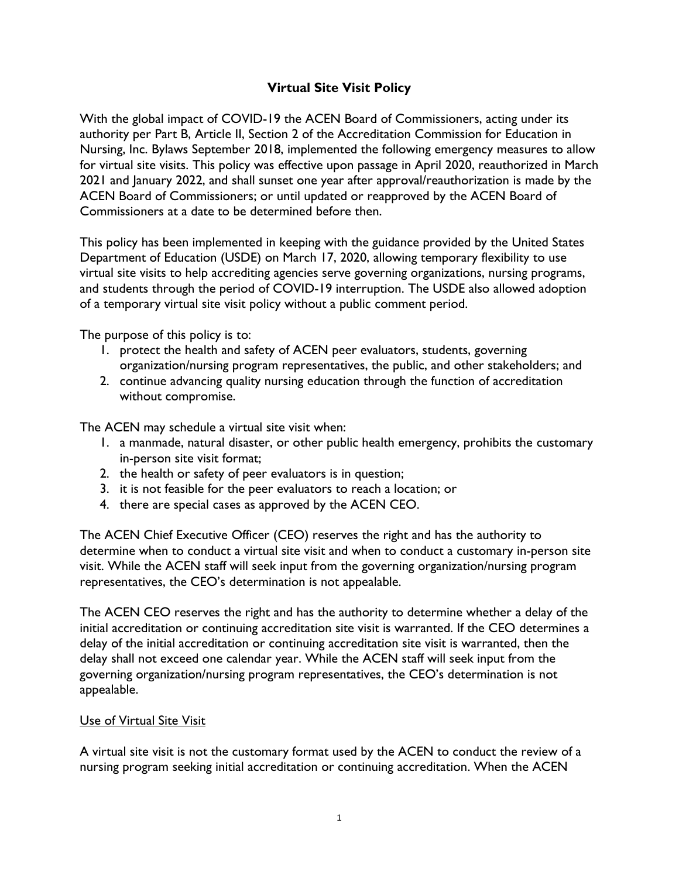# Virtual Site Visit Policy

With the global impact of COVID-19 the ACEN Board of Commissioners, acting under its authority per Part B, Article II, Section 2 of the Accreditation Commission for Education in Nursing, Inc. Bylaws September 2018, implemented the following emergency measures to allow for virtual site visits. This policy was effective upon passage in April 2020, reauthorized in March 2021 and January 2022, and shall sunset one year after approval/reauthorization is made by the ACEN Board of Commissioners; or until updated or reapproved by the ACEN Board of Commissioners at a date to be determined before then.

This policy has been implemented in keeping with the guidance provided by the United States Department of Education (USDE) on March 17, 2020, allowing temporary flexibility to use virtual site visits to help accrediting agencies serve governing organizations, nursing programs, and students through the period of COVID-19 interruption. The USDE also allowed adoption of a temporary virtual site visit policy without a public comment period.

The purpose of this policy is to:

1. protect the health and safety of ACEN peer evaluators, students, governing organization/nursing program representatives, the public, and other stakeholders; and
2. continue advancing quality nursing education through the function of accreditation without compromise.

The ACEN may schedule a virtual site visit when:

1. a manmade, natural disaster, or other public health emergency, prohibits the customary in-person site visit format;
2. the health or safety of peer evaluators is in question;
3. it is not feasible for the peer evaluators to reach a location; or
4. there are special cases as approved by the ACEN CEO.

The ACEN Chief Executive Officer (CEO) reserves the right and has the authority to determine when to conduct a virtual site visit and when to conduct a customary in-person site visit. While the ACEN staff will seek input from the governing organization/nursing program representatives, the CEO's determination is not appealable.

The ACEN CEO reserves the right and has the authority to determine whether a delay of the initial accreditation or continuing accreditation site visit is warranted. If the CEO determines a delay of the initial accreditation or continuing accreditation site visit is warranted, then the delay shall not exceed one calendar year. While the ACEN staff will seek input from the governing organization/nursing program representatives, the CEO's determination is not appealable.

## Use of Virtual Site Visit

A virtual site visit is not the customary format used by the ACEN to conduct the review of a nursing program seeking initial accreditation or continuing accreditation. When the ACEN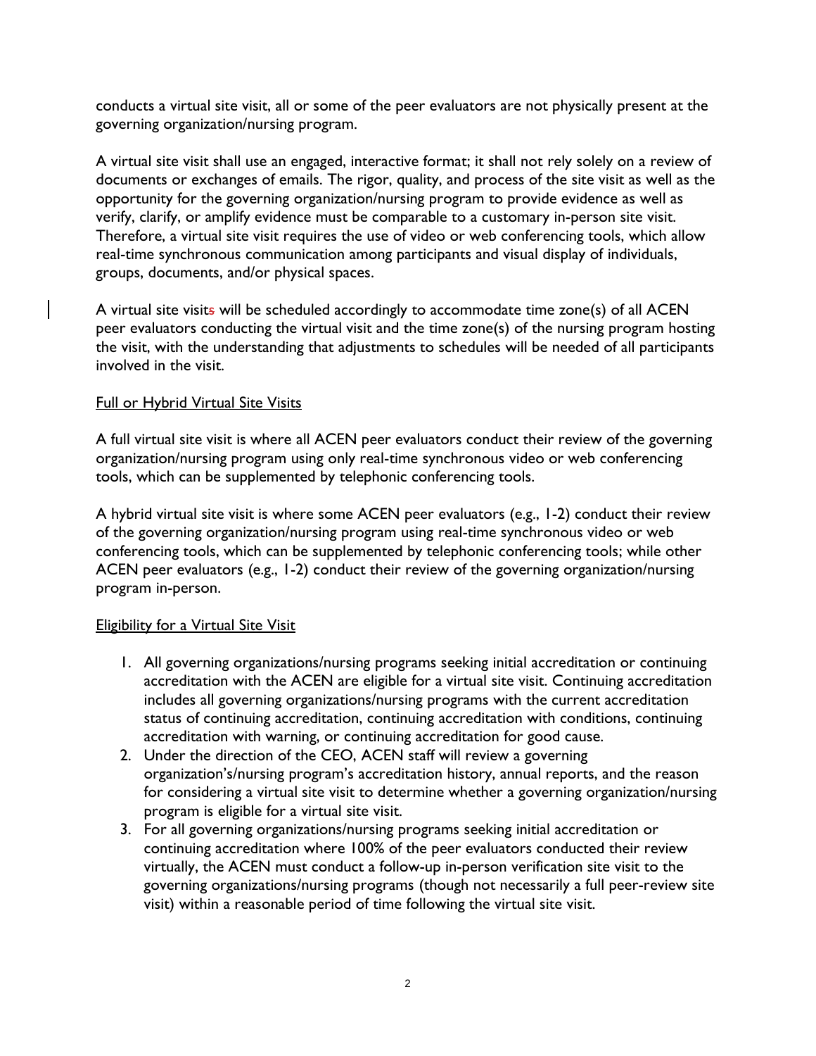conducts a virtual site visit, all or some of the peer evaluators are not physically present at the governing organization/nursing program.

A virtual site visit shall use an engaged, interactive format; it shall not rely solely on a review of documents or exchanges of emails. The rigor, quality, and process of the site visit as well as the opportunity for the governing organization/nursing program to provide evidence as well as verify, clarify, or amplify evidence must be comparable to a customary in-person site visit. Therefore, a virtual site visit requires the use of video or web conferencing tools, which allow real-time synchronous communication among participants and visual display of individuals, groups, documents, and/or physical spaces.

A virtual site visits will be scheduled accordingly to accommodate time zone(s) of all ACEN peer evaluators conducting the virtual visit and the time zone(s) of the nursing program hosting the visit, with the understanding that adjustments to schedules will be needed of all participants involved in the visit.

Full or Hybrid Virtual Site Visits

A full virtual site visit is where all ACEN peer evaluators conduct their review of the governing organization/nursing program using only real-time synchronous video or web conferencing tools, which can be supplemented by telephonic conferencing tools.

A hybrid virtual site visit is where some ACEN peer evaluators (e.g., 1-2) conduct their review of the governing organization/nursing program using real-time synchronous video or web conferencing tools, which can be supplemented by telephonic conferencing tools; while other ACEN peer evaluators (e.g., 1-2) conduct their review of the governing organization/nursing program in-person.

Eligibility for a Virtual Site Visit

1. All governing organizations/nursing programs seeking initial accreditation or continuing accreditation with the ACEN are eligible for a virtual site visit. Continuing accreditation includes all governing organizations/nursing programs with the current accreditation status of continuing accreditation, continuing accreditation with conditions, continuing accreditation with warning, or continuing accreditation for good cause.
2. Under the direction of the CEO, ACEN staff will review a governing organization's/nursing program's accreditation history, annual reports, and the reason for considering a virtual site visit to determine whether a governing organization/nursing program is eligible for a virtual site visit.
3. For all governing organizations/nursing programs seeking initial accreditation or continuing accreditation where 100% of the peer evaluators conducted their review virtually, the ACEN must conduct a follow-up in-person verification site visit to the governing organizations/nursing programs (though not necessarily a full peer-review site visit) within a reasonable period of time following the virtual site visit.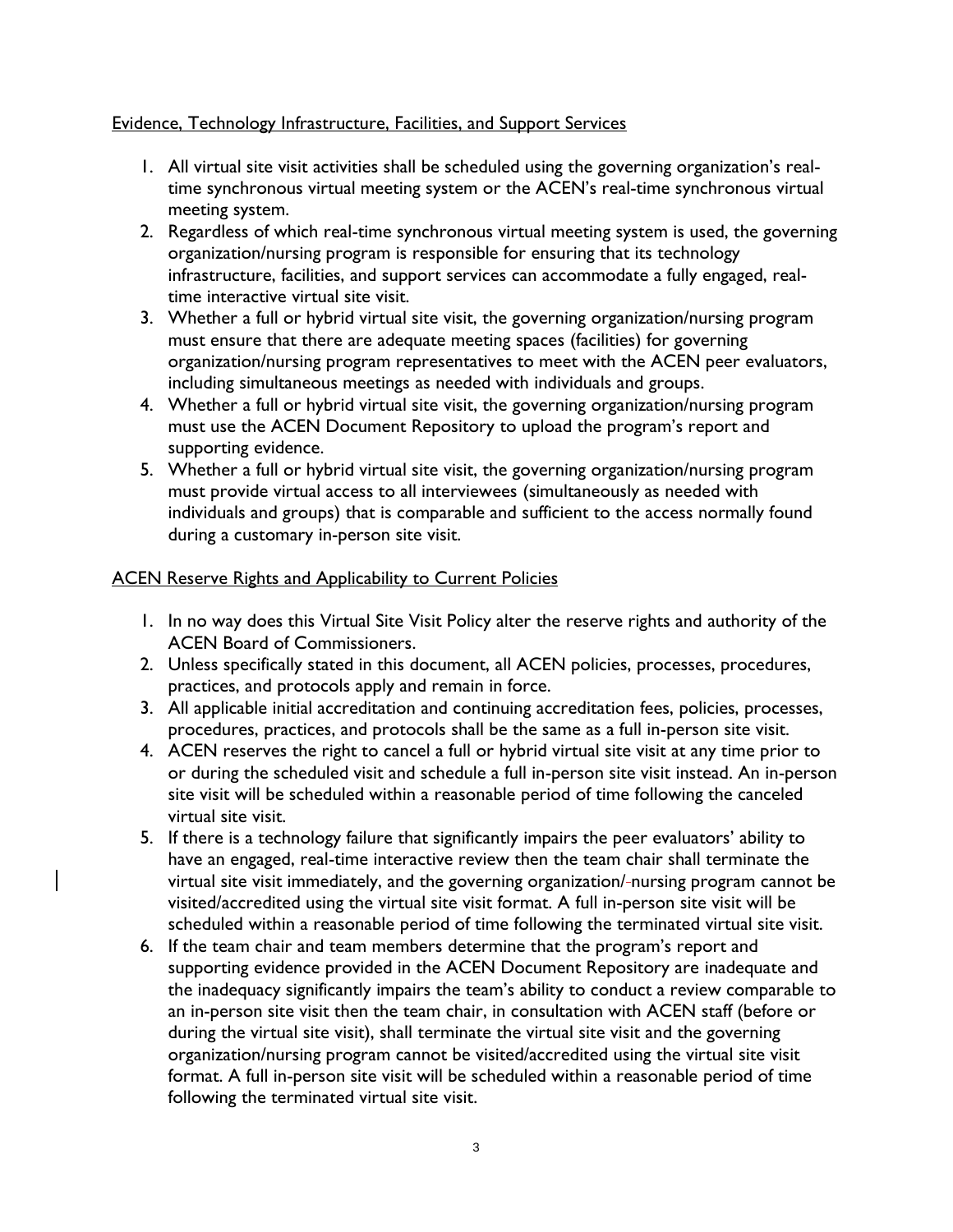Evidence, Technology Infrastructure, Facilities, and Support Services

1. All virtual site visit activities shall be scheduled using the governing organization's real-time synchronous virtual meeting system or the ACEN's real-time synchronous virtual meeting system.
2. Regardless of which real-time synchronous virtual meeting system is used, the governing organization/nursing program is responsible for ensuring that its technology infrastructure, facilities, and support services can accommodate a fully engaged, real-time interactive virtual site visit.
3. Whether a full or hybrid virtual site visit, the governing organization/nursing program must ensure that there are adequate meeting spaces (facilities) for governing organization/nursing program representatives to meet with the ACEN peer evaluators, including simultaneous meetings as needed with individuals and groups.
4. Whether a full or hybrid virtual site visit, the governing organization/nursing program must use the ACEN Document Repository to upload the program's report and supporting evidence.
5. Whether a full or hybrid virtual site visit, the governing organization/nursing program must provide virtual access to all interviewees (simultaneously as needed with individuals and groups) that is comparable and sufficient to the access normally found during a customary in-person site visit.

ACEN Reserve Rights and Applicability to Current Policies

1. In no way does this Virtual Site Visit Policy alter the reserve rights and authority of the ACEN Board of Commissioners.
2. Unless specifically stated in this document, all ACEN policies, processes, procedures, practices, and protocols apply and remain in force.
3. All applicable initial accreditation and continuing accreditation fees, policies, processes, procedures, practices, and protocols shall be the same as a full in-person site visit.
4. ACEN reserves the right to cancel a full or hybrid virtual site visit at any time prior to or during the scheduled visit and schedule a full in-person site visit instead. An in-person site visit will be scheduled within a reasonable period of time following the canceled virtual site visit.
5. If there is a technology failure that significantly impairs the peer evaluators' ability to have an engaged, real-time interactive review then the team chair shall terminate the virtual site visit immediately, and the governing organization/nursing program cannot be visited/accredited using the virtual site visit format. A full in-person site visit will be scheduled within a reasonable period of time following the terminated virtual site visit.
6. If the team chair and team members determine that the program's report and supporting evidence provided in the ACEN Document Repository are inadequate and the inadequacy significantly impairs the team's ability to conduct a review comparable to an in-person site visit then the team chair, in consultation with ACEN staff (before or during the virtual site visit), shall terminate the virtual site visit and the governing organization/nursing program cannot be visited/accredited using the virtual site visit format. A full in-person site visit will be scheduled within a reasonable period of time following the terminated virtual site visit.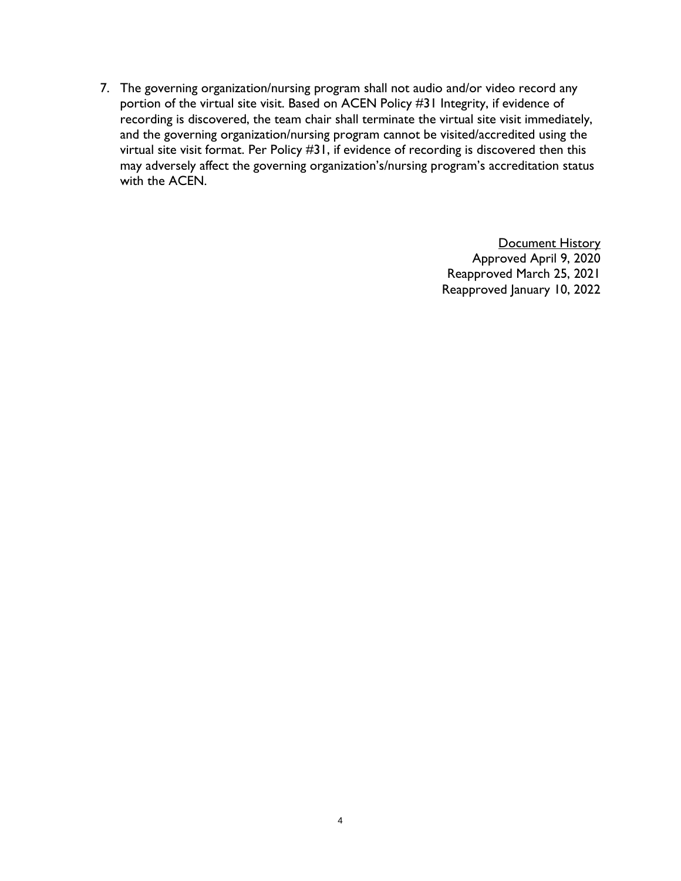7. The governing organization/nursing program shall not audio and/or video record any portion of the virtual site visit. Based on ACEN Policy #31 Integrity, if evidence of recording is discovered, the team chair shall terminate the virtual site visit immediately, and the governing organization/nursing program cannot be visited/accredited using the virtual site visit format. Per Policy #31, if evidence of recording is discovered then this may adversely affect the governing organization's/nursing program's accreditation status with the ACEN.

Document History
Approved April 9, 2020
Reapproved March 25, 2021
Reapproved January 10, 2022